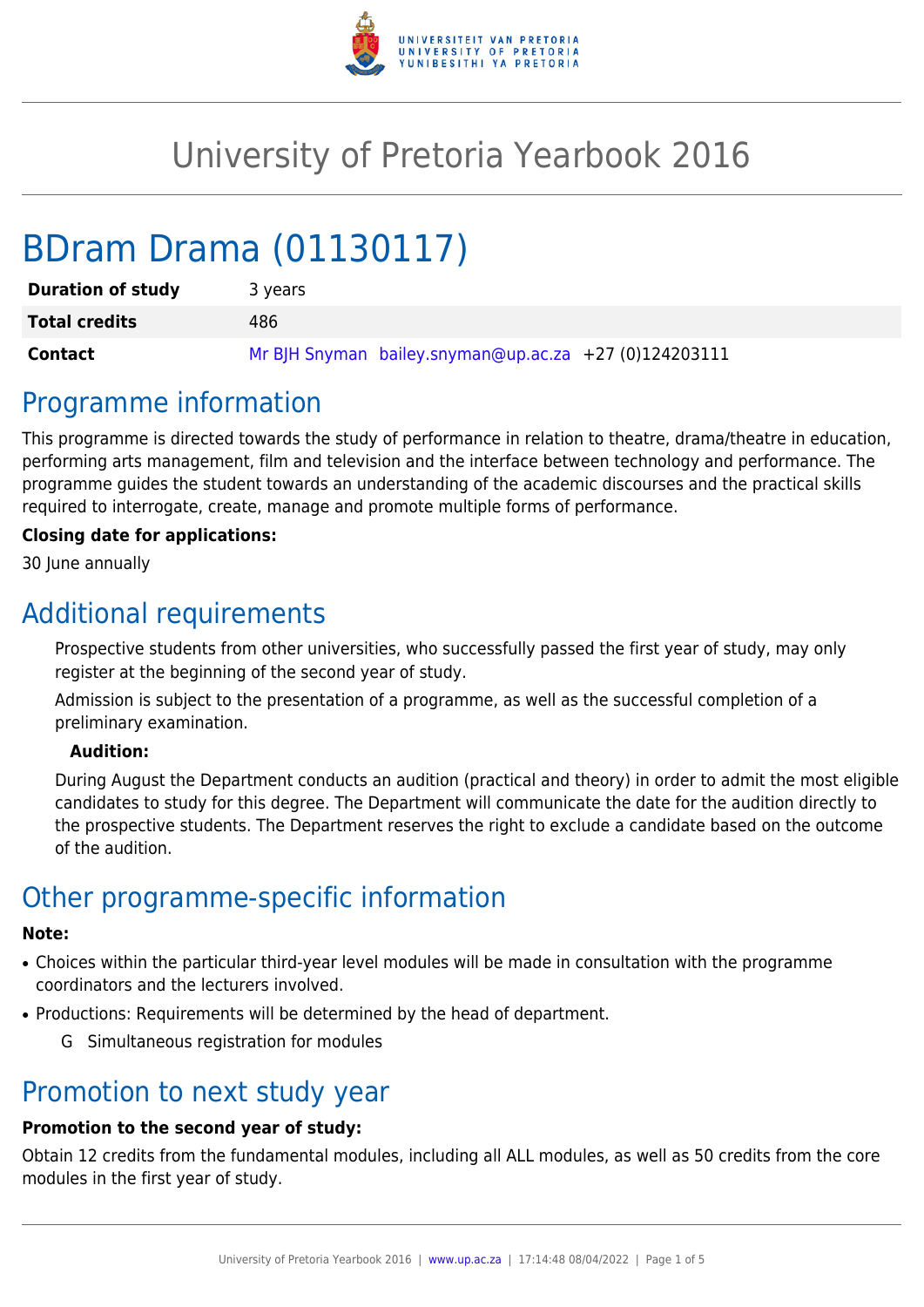# University of Pretoria Yearbook 2016

# BDram Drama (01130117)

| **Duration of study** | 3 years |
|---|---|
| **Total credits** | 486 |
| **Contact** | Mr BJH Snyman bailey.snyman@up.ac.za +27 (0)124203111 |

## Programme information

This programme is directed towards the study of performance in relation to theatre, drama/theatre in education, performing arts management, film and television and the interface between technology and performance. The programme guides the student towards an understanding of the academic discourses and the practical skills required to interrogate, create, manage and promote multiple forms of performance.

**Closing date for applications:**

30 June annually

## Additional requirements

Prospective students from other universities, who successfully passed the first year of study, may only register at the beginning of the second year of study.

Admission is subject to the presentation of a programme, as well as the successful completion of a preliminary examination.

**Audition:**

During August the Department conducts an audition (practical and theory) in order to admit the most eligible candidates to study for this degree. The Department will communicate the date for the audition directly to the prospective students. The Department reserves the right to exclude a candidate based on the outcome of the audition.

## Other programme-specific information

**Note:**

- Choices within the particular third-year level modules will be made in consultation with the programme coordinators and the lecturers involved.
- Productions: Requirements will be determined by the head of department.
  - G Simultaneous registration for modules

## Promotion to next study year

**Promotion to the second year of study:**

Obtain 12 credits from the fundamental modules, including all ALL modules, as well as 50 credits from the core modules in the first year of study.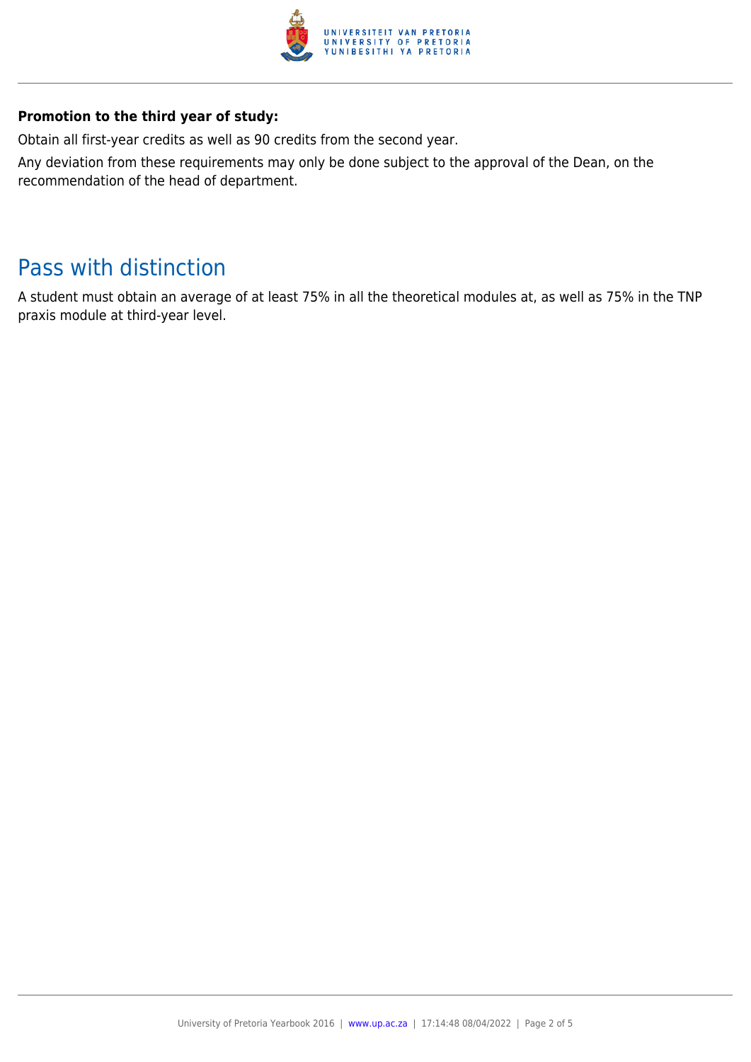**Promotion to the third year of study:**

Obtain all first-year credits as well as 90 credits from the second year.

Any deviation from these requirements may only be done subject to the approval of the Dean, on the recommendation of the head of department.

## Pass with distinction

A student must obtain an average of at least 75% in all the theoretical modules at, as well as 75% in the TNP praxis module at third-year level.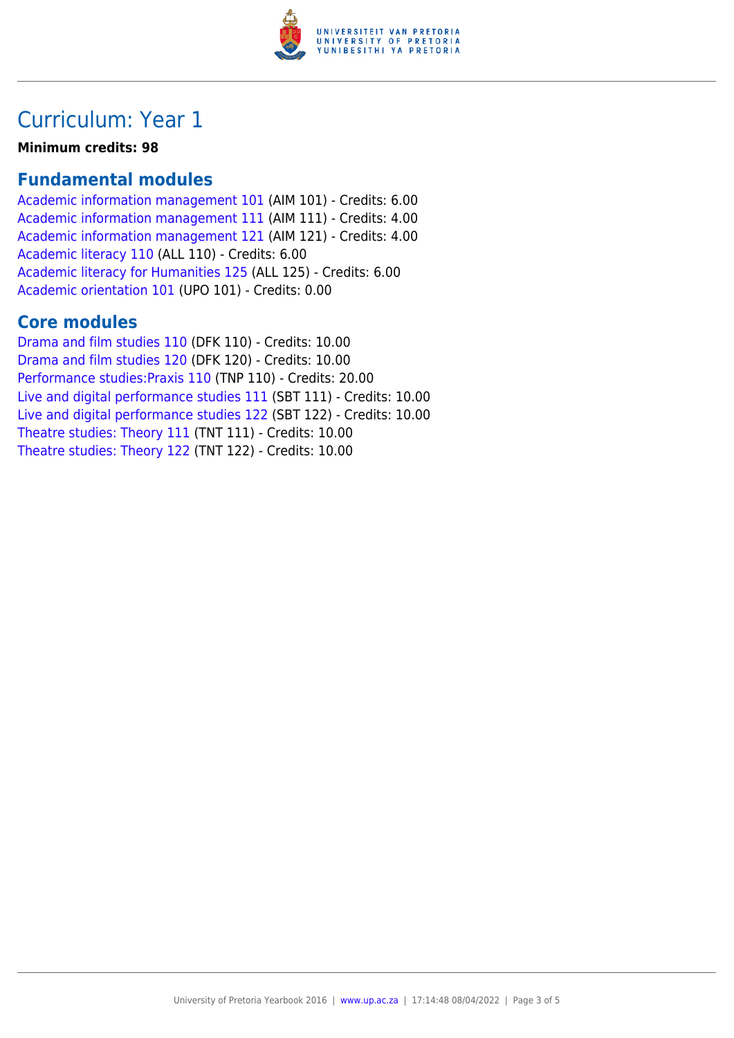# Curriculum: Year 1

**Minimum credits: 98**

## Fundamental modules

Academic information management 101 (AIM 101) - Credits: 6.00
Academic information management 111 (AIM 111) - Credits: 4.00
Academic information management 121 (AIM 121) - Credits: 4.00
Academic literacy 110 (ALL 110) - Credits: 6.00
Academic literacy for Humanities 125 (ALL 125) - Credits: 6.00
Academic orientation 101 (UPO 101) - Credits: 0.00

## Core modules

Drama and film studies 110 (DFK 110) - Credits: 10.00
Drama and film studies 120 (DFK 120) - Credits: 10.00
Performance studies:Praxis 110 (TNP 110) - Credits: 20.00
Live and digital performance studies 111 (SBT 111) - Credits: 10.00
Live and digital performance studies 122 (SBT 122) - Credits: 10.00
Theatre studies: Theory 111 (TNT 111) - Credits: 10.00
Theatre studies: Theory 122 (TNT 122) - Credits: 10.00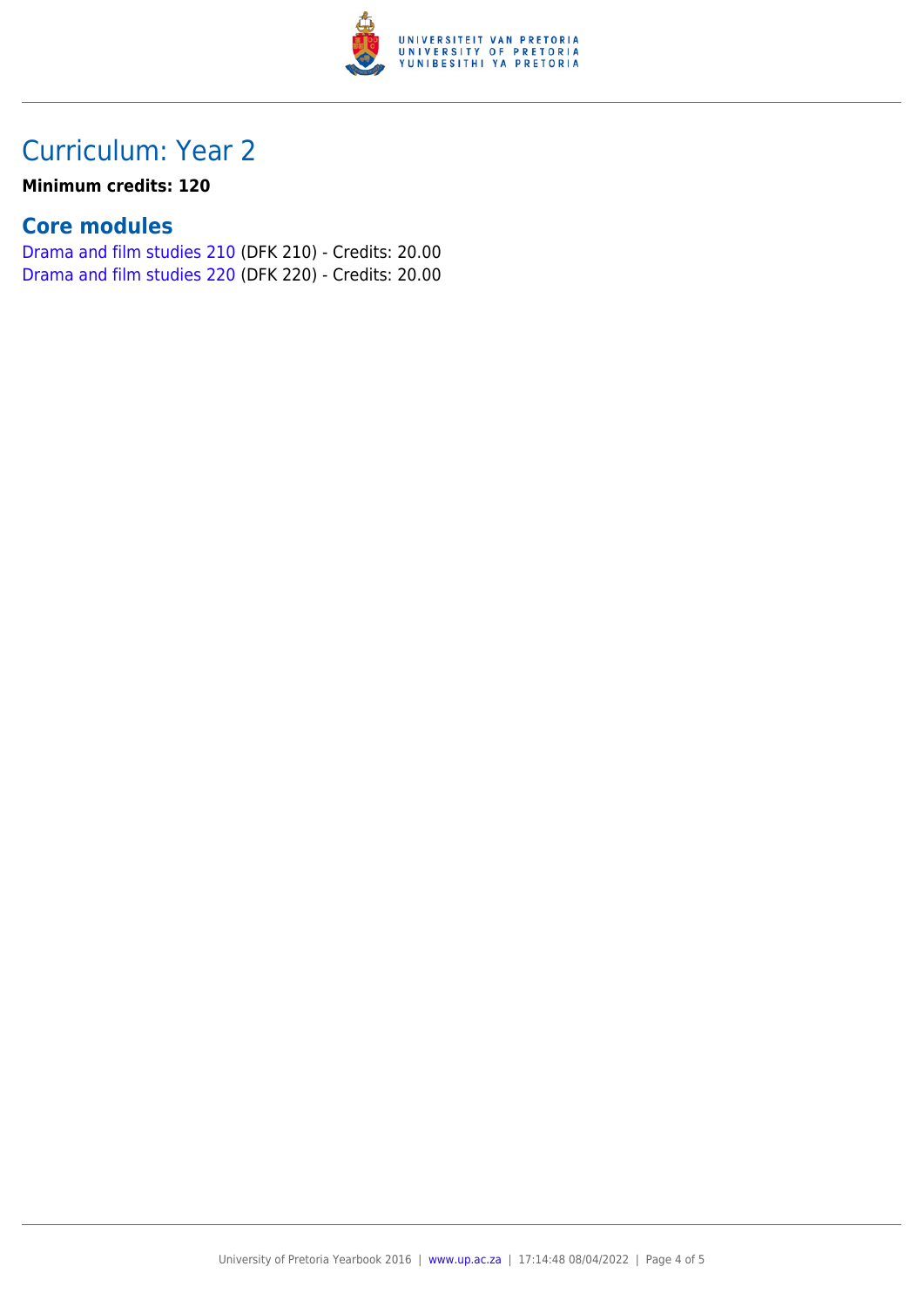# Curriculum: Year 2

**Minimum credits: 120**

## Core modules

Drama and film studies 210 (DFK 210) - Credits: 20.00
Drama and film studies 220 (DFK 220) - Credits: 20.00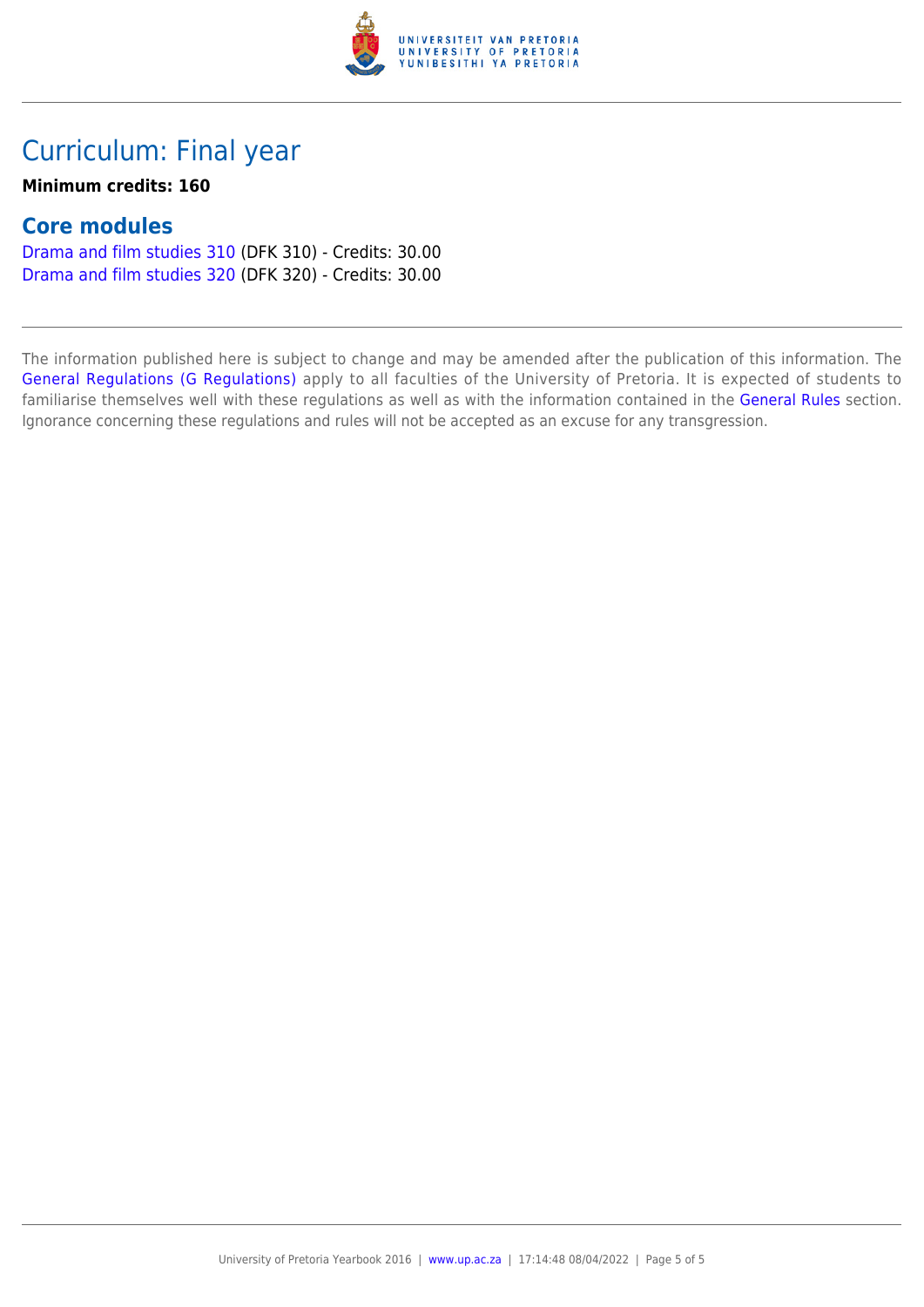# Curriculum: Final year

**Minimum credits: 160**

## Core modules

Drama and film studies 310 (DFK 310) - Credits: 30.00
Drama and film studies 320 (DFK 320) - Credits: 30.00

The information published here is subject to change and may be amended after the publication of this information. The General Regulations (G Regulations) apply to all faculties of the University of Pretoria. It is expected of students to familiarise themselves well with these regulations as well as with the information contained in the General Rules section. Ignorance concerning these regulations and rules will not be accepted as an excuse for any transgression.